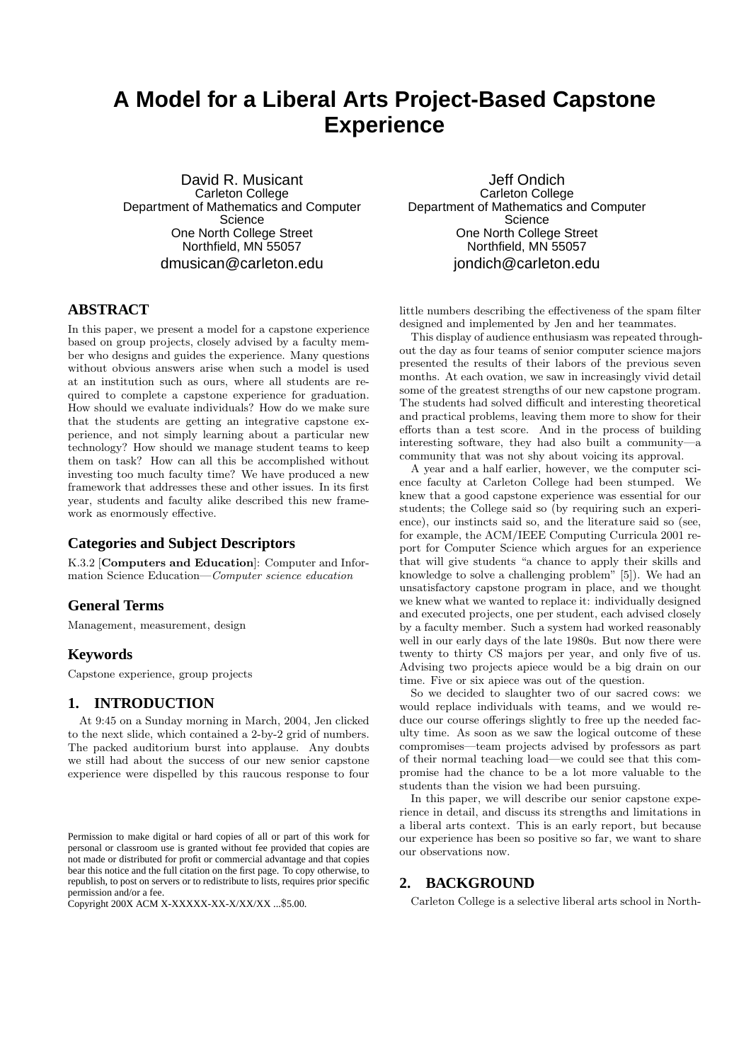# A Model for a Liberal Arts Project-Based Capstone Experience

David R. Musicant
Carleton College
Department of Mathematics and Computer Science
One North College Street
Northfield, MN 55057
dmusican@carleton.edu

Jeff Ondich
Carleton College
Department of Mathematics and Computer Science
One North College Street
Northfield, MN 55057
jondich@carleton.edu

## ABSTRACT

In this paper, we present a model for a capstone experience based on group projects, closely advised by a faculty member who designs and guides the experience. Many questions without obvious answers arise when such a model is used at an institution such as ours, where all students are required to complete a capstone experience for graduation. How should we evaluate individuals? How do we make sure that the students are getting an integrative capstone experience, and not simply learning about a particular new technology? How should we manage student teams to keep them on task? How can all this be accomplished without investing too much faculty time? We have produced a new framework that addresses these and other issues. In its first year, students and faculty alike described this new framework as enormously effective.

## Categories and Subject Descriptors

K.3.2 [**Computers and Education**]: Computer and Information Science Education—*Computer science education*

## General Terms

Management, measurement, design

## Keywords

Capstone experience, group projects

## 1. INTRODUCTION

At 9:45 on a Sunday morning in March, 2004, Jen clicked to the next slide, which contained a 2-by-2 grid of numbers. The packed auditorium burst into applause. Any doubts we still had about the success of our new senior capstone experience were dispelled by this raucous response to four little numbers describing the effectiveness of the spam filter designed and implemented by Jen and her teammates.

This display of audience enthusiasm was repeated throughout the day as four teams of senior computer science majors presented the results of their labors of the previous seven months. At each ovation, we saw in increasingly vivid detail some of the greatest strengths of our new capstone program. The students had solved difficult and interesting theoretical and practical problems, leaving them more to show for their efforts than a test score. And in the process of building interesting software, they had also built a community—a community that was not shy about voicing its approval.

A year and a half earlier, however, we the computer science faculty at Carleton College had been stumped. We knew that a good capstone experience was essential for our students; the College said so (by requiring such an experience), our instincts said so, and the literature said so (see, for example, the ACM/IEEE Computing Curricula 2001 report for Computer Science which argues for an experience that will give students "a chance to apply their skills and knowledge to solve a challenging problem" [5]). We had an unsatisfactory capstone program in place, and we thought we knew what we wanted to replace it: individually designed and executed projects, one per student, each advised closely by a faculty member. Such a system had worked reasonably well in our early days of the late 1980s. But now there were twenty to thirty CS majors per year, and only five of us. Advising two projects apiece would be a big drain on our time. Five or six apiece was out of the question.

So we decided to slaughter two of our sacred cows: we would replace individuals with teams, and we would reduce our course offerings slightly to free up the needed faculty time. As soon as we saw the logical outcome of these compromises—team projects advised by professors as part of their normal teaching load—we could see that this compromise had the chance to be a lot more valuable to the students than the vision we had been pursuing.

In this paper, we will describe our senior capstone experience in detail, and discuss its strengths and limitations in a liberal arts context. This is an early report, but because our experience has been so positive so far, we want to share our observations now.

## 2. BACKGROUND

Carleton College is a selective liberal arts school in North-

Permission to make digital or hard copies of all or part of this work for personal or classroom use is granted without fee provided that copies are not made or distributed for profit or commercial advantage and that copies bear this notice and the full citation on the first page. To copy otherwise, to republish, to post on servers or to redistribute to lists, requires prior specific permission and/or a fee.
Copyright 200X ACM X-XXXXX-XX-X/XX/XX ...$5.00.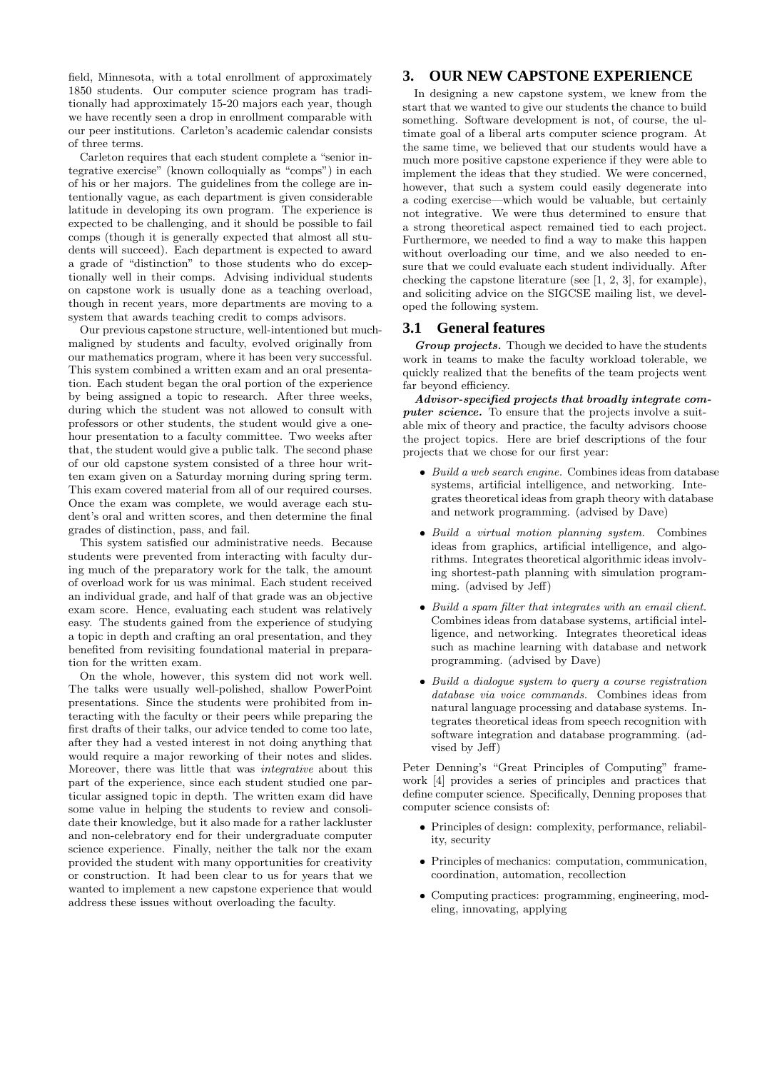field, Minnesota, with a total enrollment of approximately 1850 students. Our computer science program has traditionally had approximately 15-20 majors each year, though we have recently seen a drop in enrollment comparable with our peer institutions. Carleton's academic calendar consists of three terms.

Carleton requires that each student complete a "senior integrative exercise" (known colloquially as "comps") in each of his or her majors. The guidelines from the college are intentionally vague, as each department is given considerable latitude in developing its own program. The experience is expected to be challenging, and it should be possible to fail comps (though it is generally expected that almost all students will succeed). Each department is expected to award a grade of "distinction" to those students who do exceptionally well in their comps. Advising individual students on capstone work is usually done as a teaching overload, though in recent years, more departments are moving to a system that awards teaching credit to comps advisors.

Our previous capstone structure, well-intentioned but much-maligned by students and faculty, evolved originally from our mathematics program, where it has been very successful. This system combined a written exam and an oral presentation. Each student began the oral portion of the experience by being assigned a topic to research. After three weeks, during which the student was not allowed to consult with professors or other students, the student would give a one-hour presentation to a faculty committee. Two weeks after that, the student would give a public talk. The second phase of our old capstone system consisted of a three hour written exam given on a Saturday morning during spring term. This exam covered material from all of our required courses. Once the exam was complete, we would average each student's oral and written scores, and then determine the final grades of distinction, pass, and fail.

This system satisfied our administrative needs. Because students were prevented from interacting with faculty during much of the preparatory work for the talk, the amount of overload work for us was minimal. Each student received an individual grade, and half of that grade was an objective exam score. Hence, evaluating each student was relatively easy. The students gained from the experience of studying a topic in depth and crafting an oral presentation, and they benefited from revisiting foundational material in preparation for the written exam.

On the whole, however, this system did not work well. The talks were usually well-polished, shallow PowerPoint presentations. Since the students were prohibited from interacting with the faculty or their peers while preparing the first drafts of their talks, our advice tended to come too late, after they had a vested interest in not doing anything that would require a major reworking of their notes and slides. Moreover, there was little that was *integrative* about this part of the experience, since each student studied one particular assigned topic in depth. The written exam did have some value in helping the students to review and consolidate their knowledge, but it also made for a rather lackluster and non-celebratory end for their undergraduate computer science experience. Finally, neither the talk nor the exam provided the student with many opportunities for creativity or construction. It had been clear to us for years that we wanted to implement a new capstone experience that would address these issues without overloading the faculty.

## 3. OUR NEW CAPSTONE EXPERIENCE

In designing a new capstone system, we knew from the start that we wanted to give our students the chance to build something. Software development is not, of course, the ultimate goal of a liberal arts computer science program. At the same time, we believed that our students would have a much more positive capstone experience if they were able to implement the ideas that they studied. We were concerned, however, that such a system could easily degenerate into a coding exercise—which would be valuable, but certainly not integrative. We were thus determined to ensure that a strong theoretical aspect remained tied to each project. Furthermore, we needed to find a way to make this happen without overloading our time, and we also needed to ensure that we could evaluate each student individually. After checking the capstone literature (see [1, 2, 3], for example), and soliciting advice on the SIGCSE mailing list, we developed the following system.

### 3.1 General features

***Group projects.*** Though we decided to have the students work in teams to make the faculty workload tolerable, we quickly realized that the benefits of the team projects went far beyond efficiency.

***Advisor-specified projects that broadly integrate computer science.*** To ensure that the projects involve a suitable mix of theory and practice, the faculty advisors choose the project topics. Here are brief descriptions of the four projects that we chose for our first year:

- *Build a web search engine.* Combines ideas from database systems, artificial intelligence, and networking. Integrates theoretical ideas from graph theory with database and network programming. (advised by Dave)
- *Build a virtual motion planning system.* Combines ideas from graphics, artificial intelligence, and algorithms. Integrates theoretical algorithmic ideas involving shortest-path planning with simulation programming. (advised by Jeff)
- *Build a spam filter that integrates with an email client.* Combines ideas from database systems, artificial intelligence, and networking. Integrates theoretical ideas such as machine learning with database and network programming. (advised by Dave)
- *Build a dialogue system to query a course registration database via voice commands.* Combines ideas from natural language processing and database systems. Integrates theoretical ideas from speech recognition with software integration and database programming. (advised by Jeff)

Peter Denning's "Great Principles of Computing" framework [4] provides a series of principles and practices that define computer science. Specifically, Denning proposes that computer science consists of:

- Principles of design: complexity, performance, reliability, security
- Principles of mechanics: computation, communication, coordination, automation, recollection
- Computing practices: programming, engineering, modeling, innovating, applying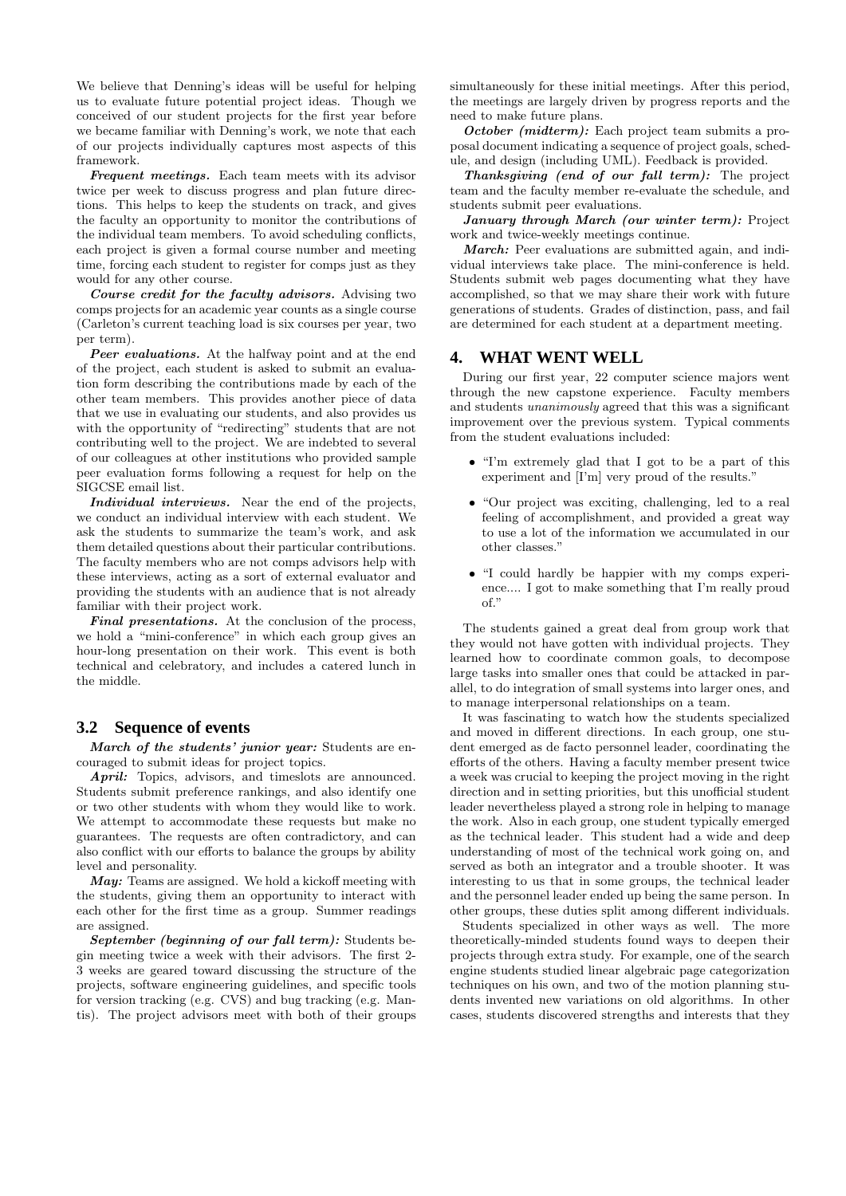We believe that Denning's ideas will be useful for helping us to evaluate future potential project ideas. Though we conceived of our student projects for the first year before we became familiar with Denning's work, we note that each of our projects individually captures most aspects of this framework.

***Frequent meetings.*** Each team meets with its advisor twice per week to discuss progress and plan future directions. This helps to keep the students on track, and gives the faculty an opportunity to monitor the contributions of the individual team members. To avoid scheduling conflicts, each project is given a formal course number and meeting time, forcing each student to register for comps just as they would for any other course.

***Course credit for the faculty advisors.*** Advising two comps projects for an academic year counts as a single course (Carleton's current teaching load is six courses per year, two per term).

***Peer evaluations.*** At the halfway point and at the end of the project, each student is asked to submit an evaluation form describing the contributions made by each of the other team members. This provides another piece of data that we use in evaluating our students, and also provides us with the opportunity of "redirecting" students that are not contributing well to the project. We are indebted to several of our colleagues at other institutions who provided sample peer evaluation forms following a request for help on the SIGCSE email list.

***Individual interviews.*** Near the end of the projects, we conduct an individual interview with each student. We ask the students to summarize the team's work, and ask them detailed questions about their particular contributions. The faculty members who are not comps advisors help with these interviews, acting as a sort of external evaluator and providing the students with an audience that is not already familiar with their project work.

***Final presentations.*** At the conclusion of the process, we hold a "mini-conference" in which each group gives an hour-long presentation on their work. This event is both technical and celebratory, and includes a catered lunch in the middle.

### 3.2 Sequence of events

***March of the students' junior year:*** Students are encouraged to submit ideas for project topics.

***April:*** Topics, advisors, and timeslots are announced. Students submit preference rankings, and also identify one or two other students with whom they would like to work. We attempt to accommodate these requests but make no guarantees. The requests are often contradictory, and can also conflict with our efforts to balance the groups by ability level and personality.

***May:*** Teams are assigned. We hold a kickoff meeting with the students, giving them an opportunity to interact with each other for the first time as a group. Summer readings are assigned.

***September (beginning of our fall term):*** Students begin meeting twice a week with their advisors. The first 2-3 weeks are geared toward discussing the structure of the projects, software engineering guidelines, and specific tools for version tracking (e.g. CVS) and bug tracking (e.g. Mantis). The project advisors meet with both of their groups simultaneously for these initial meetings. After this period, the meetings are largely driven by progress reports and the need to make future plans.

***October (midterm):*** Each project team submits a proposal document indicating a sequence of project goals, schedule, and design (including UML). Feedback is provided.

***Thanksgiving (end of our fall term):*** The project team and the faculty member re-evaluate the schedule, and students submit peer evaluations.

***January through March (our winter term):*** Project work and twice-weekly meetings continue.

***March:*** Peer evaluations are submitted again, and individual interviews take place. The mini-conference is held. Students submit web pages documenting what they have accomplished, so that we may share their work with future generations of students. Grades of distinction, pass, and fail are determined for each student at a department meeting.

## 4. WHAT WENT WELL

During our first year, 22 computer science majors went through the new capstone experience. Faculty members and students *unanimously* agreed that this was a significant improvement over the previous system. Typical comments from the student evaluations included:

- "I'm extremely glad that I got to be a part of this experiment and [I'm] very proud of the results."
- "Our project was exciting, challenging, led to a real feeling of accomplishment, and provided a great way to use a lot of the information we accumulated in our other classes."
- "I could hardly be happier with my comps experience.... I got to make something that I'm really proud of."

The students gained a great deal from group work that they would not have gotten with individual projects. They learned how to coordinate common goals, to decompose large tasks into smaller ones that could be attacked in parallel, to do integration of small systems into larger ones, and to manage interpersonal relationships on a team.

It was fascinating to watch how the students specialized and moved in different directions. In each group, one student emerged as de facto personnel leader, coordinating the efforts of the others. Having a faculty member present twice a week was crucial to keeping the project moving in the right direction and in setting priorities, but this unofficial student leader nevertheless played a strong role in helping to manage the work. Also in each group, one student typically emerged as the technical leader. This student had a wide and deep understanding of most of the technical work going on, and served as both an integrator and a trouble shooter. It was interesting to us that in some groups, the technical leader and the personnel leader ended up being the same person. In other groups, these duties split among different individuals.

Students specialized in other ways as well. The more theoretically-minded students found ways to deepen their projects through extra study. For example, one of the search engine students studied linear algebraic page categorization techniques on his own, and two of the motion planning students invented new variations on old algorithms. In other cases, students discovered strengths and interests that they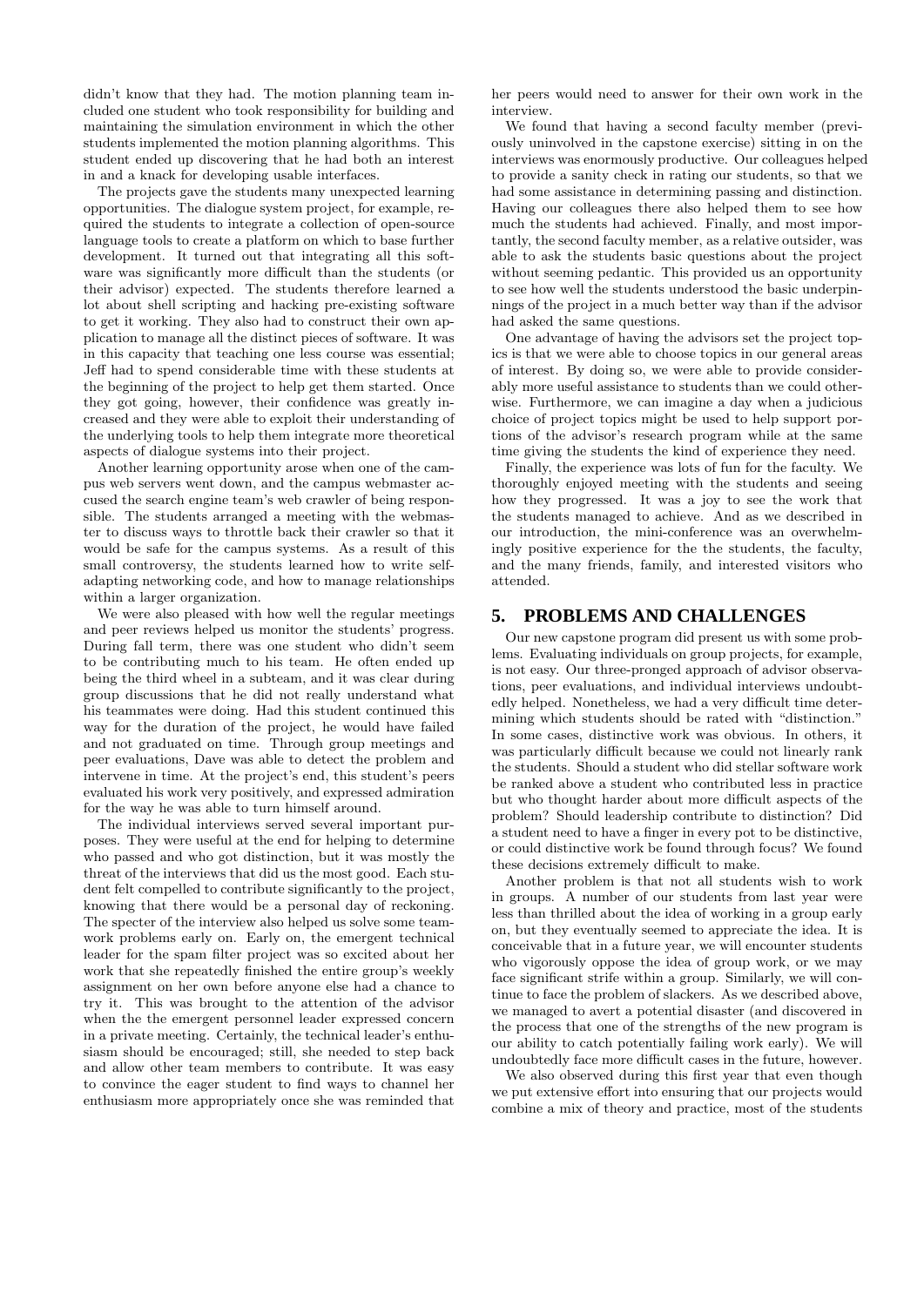didn't know that they had. The motion planning team included one student who took responsibility for building and maintaining the simulation environment in which the other students implemented the motion planning algorithms. This student ended up discovering that he had both an interest in and a knack for developing usable interfaces.

The projects gave the students many unexpected learning opportunities. The dialogue system project, for example, required the students to integrate a collection of open-source language tools to create a platform on which to base further development. It turned out that integrating all this software was significantly more difficult than the students (or their advisor) expected. The students therefore learned a lot about shell scripting and hacking pre-existing software to get it working. They also had to construct their own application to manage all the distinct pieces of software. It was in this capacity that teaching one less course was essential; Jeff had to spend considerable time with these students at the beginning of the project to help get them started. Once they got going, however, their confidence was greatly increased and they were able to exploit their understanding of the underlying tools to help them integrate more theoretical aspects of dialogue systems into their project.

Another learning opportunity arose when one of the campus web servers went down, and the campus webmaster accused the search engine team's web crawler of being responsible. The students arranged a meeting with the webmaster to discuss ways to throttle back their crawler so that it would be safe for the campus systems. As a result of this small controversy, the students learned how to write self-adapting networking code, and how to manage relationships within a larger organization.

We were also pleased with how well the regular meetings and peer reviews helped us monitor the students' progress. During fall term, there was one student who didn't seem to be contributing much to his team. He often ended up being the third wheel in a subteam, and it was clear during group discussions that he did not really understand what his teammates were doing. Had this student continued this way for the duration of the project, he would have failed and not graduated on time. Through group meetings and peer evaluations, Dave was able to detect the problem and intervene in time. At the project's end, this student's peers evaluated his work very positively, and expressed admiration for the way he was able to turn himself around.

The individual interviews served several important purposes. They were useful at the end for helping to determine who passed and who got distinction, but it was mostly the threat of the interviews that did us the most good. Each student felt compelled to contribute significantly to the project, knowing that there would be a personal day of reckoning. The specter of the interview also helped us solve some teamwork problems early on. Early on, the emergent technical leader for the spam filter project was so excited about her work that she repeatedly finished the entire group's weekly assignment on her own before anyone else had a chance to try it. This was brought to the attention of the advisor when the the emergent personnel leader expressed concern in a private meeting. Certainly, the technical leader's enthusiasm should be encouraged; still, she needed to step back and allow other team members to contribute. It was easy to convince the eager student to find ways to channel her enthusiasm more appropriately once she was reminded that her peers would need to answer for their own work in the interview.

We found that having a second faculty member (previously uninvolved in the capstone exercise) sitting in on the interviews was enormously productive. Our colleagues helped to provide a sanity check in rating our students, so that we had some assistance in determining passing and distinction. Having our colleagues there also helped them to see how much the students had achieved. Finally, and most importantly, the second faculty member, as a relative outsider, was able to ask the students basic questions about the project without seeming pedantic. This provided us an opportunity to see how well the students understood the basic underpinnings of the project in a much better way than if the advisor had asked the same questions.

One advantage of having the advisors set the project topics is that we were able to choose topics in our general areas of interest. By doing so, we were able to provide considerably more useful assistance to students than we could otherwise. Furthermore, we can imagine a day when a judicious choice of project topics might be used to help support portions of the advisor's research program while at the same time giving the students the kind of experience they need.

Finally, the experience was lots of fun for the faculty. We thoroughly enjoyed meeting with the students and seeing how they progressed. It was a joy to see the work that the students managed to achieve. And as we described in our introduction, the mini-conference was an overwhelmingly positive experience for the the students, the faculty, and the many friends, family, and interested visitors who attended.

## 5. PROBLEMS AND CHALLENGES

Our new capstone program did present us with some problems. Evaluating individuals on group projects, for example, is not easy. Our three-pronged approach of advisor observations, peer evaluations, and individual interviews undoubtedly helped. Nonetheless, we had a very difficult time determining which students should be rated with "distinction." In some cases, distinctive work was obvious. In others, it was particularly difficult because we could not linearly rank the students. Should a student who did stellar software work be ranked above a student who contributed less in practice but who thought harder about more difficult aspects of the problem? Should leadership contribute to distinction? Did a student need to have a finger in every pot to be distinctive, or could distinctive work be found through focus? We found these decisions extremely difficult to make.

Another problem is that not all students wish to work in groups. A number of our students from last year were less than thrilled about the idea of working in a group early on, but they eventually seemed to appreciate the idea. It is conceivable that in a future year, we will encounter students who vigorously oppose the idea of group work, or we may face significant strife within a group. Similarly, we will continue to face the problem of slackers. As we described above, we managed to avert a potential disaster (and discovered in the process that one of the strengths of the new program is our ability to catch potentially failing work early). We will undoubtedly face more difficult cases in the future, however.

We also observed during this first year that even though we put extensive effort into ensuring that our projects would combine a mix of theory and practice, most of the students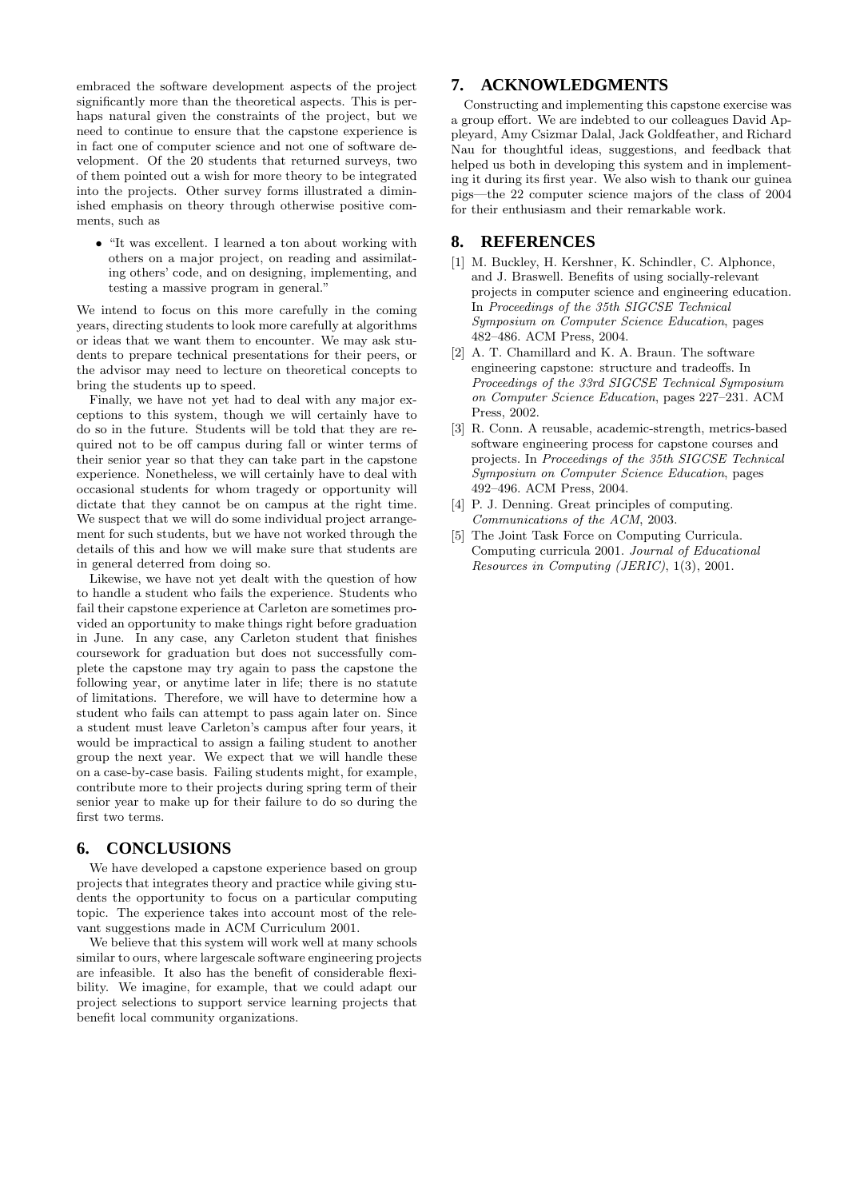embraced the software development aspects of the project significantly more than the theoretical aspects. This is perhaps natural given the constraints of the project, but we need to continue to ensure that the capstone experience is in fact one of computer science and not one of software development. Of the 20 students that returned surveys, two of them pointed out a wish for more theory to be integrated into the projects. Other survey forms illustrated a diminished emphasis on theory through otherwise positive comments, such as

- "It was excellent. I learned a ton about working with others on a major project, on reading and assimilating others' code, and on designing, implementing, and testing a massive program in general."

We intend to focus on this more carefully in the coming years, directing students to look more carefully at algorithms or ideas that we want them to encounter. We may ask students to prepare technical presentations for their peers, or the advisor may need to lecture on theoretical concepts to bring the students up to speed.

Finally, we have not yet had to deal with any major exceptions to this system, though we will certainly have to do so in the future. Students will be told that they are required not to be off campus during fall or winter terms of their senior year so that they can take part in the capstone experience. Nonetheless, we will certainly have to deal with occasional students for whom tragedy or opportunity will dictate that they cannot be on campus at the right time. We suspect that we will do some individual project arrangement for such students, but we have not worked through the details of this and how we will make sure that students are in general deterred from doing so.

Likewise, we have not yet dealt with the question of how to handle a student who fails the experience. Students who fail their capstone experience at Carleton are sometimes provided an opportunity to make things right before graduation in June. In any case, any Carleton student that finishes coursework for graduation but does not successfully complete the capstone may try again to pass the capstone the following year, or anytime later in life; there is no statute of limitations. Therefore, we will have to determine how a student who fails can attempt to pass again later on. Since a student must leave Carleton's campus after four years, it would be impractical to assign a failing student to another group the next year. We expect that we will handle these on a case-by-case basis. Failing students might, for example, contribute more to their projects during spring term of their senior year to make up for their failure to do so during the first two terms.

## 6. CONCLUSIONS

We have developed a capstone experience based on group projects that integrates theory and practice while giving students the opportunity to focus on a particular computing topic. The experience takes into account most of the relevant suggestions made in ACM Curriculum 2001.

We believe that this system will work well at many schools similar to ours, where largescale software engineering projects are infeasible. It also has the benefit of considerable flexibility. We imagine, for example, that we could adapt our project selections to support service learning projects that benefit local community organizations.

## 7. ACKNOWLEDGMENTS

Constructing and implementing this capstone exercise was a group effort. We are indebted to our colleagues David Appleyard, Amy Csizmar Dalal, Jack Goldfeather, and Richard Nau for thoughtful ideas, suggestions, and feedback that helped us both in developing this system and in implementing it during its first year. We also wish to thank our guinea pigs—the 22 computer science majors of the class of 2004 for their enthusiasm and their remarkable work.

## 8. REFERENCES

[1] M. Buckley, H. Kershner, K. Schindler, C. Alphonce, and J. Braswell. Benefits of using socially-relevant projects in computer science and engineering education. In *Proceedings of the 35th SIGCSE Technical Symposium on Computer Science Education*, pages 482–486. ACM Press, 2004.

[2] A. T. Chamillard and K. A. Braun. The software engineering capstone: structure and tradeoffs. In *Proceedings of the 33rd SIGCSE Technical Symposium on Computer Science Education*, pages 227–231. ACM Press, 2002.

[3] R. Conn. A reusable, academic-strength, metrics-based software engineering process for capstone courses and projects. In *Proceedings of the 35th SIGCSE Technical Symposium on Computer Science Education*, pages 492–496. ACM Press, 2004.

[4] P. J. Denning. Great principles of computing. *Communications of the ACM*, 2003.

[5] The Joint Task Force on Computing Curricula. Computing curricula 2001. *Journal of Educational Resources in Computing (JERIC)*, 1(3), 2001.